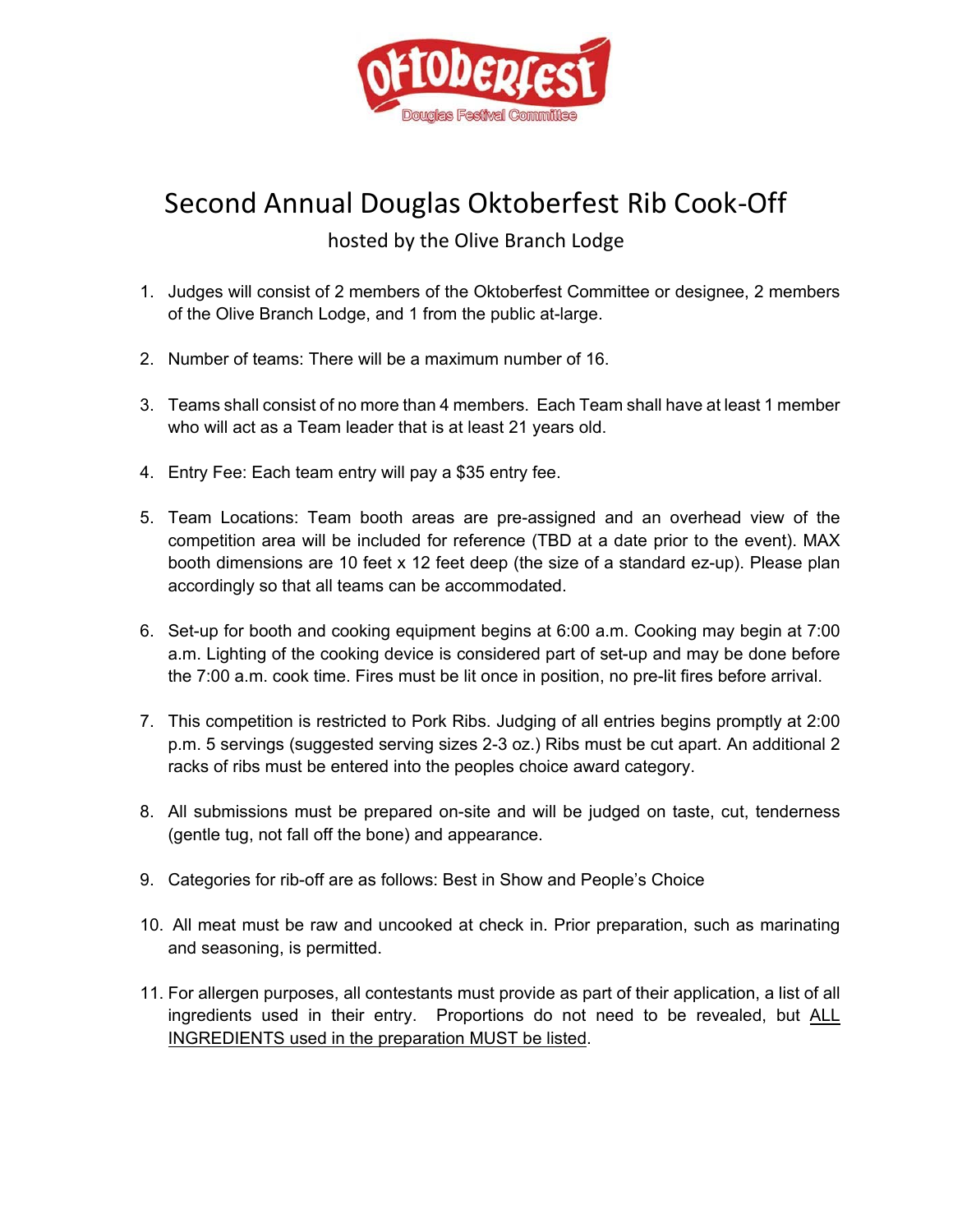# Second Annual Douglas Oktoberfest Rib Cook-Off

hosted by the Olive Branch Lodge

1. Judges will consist of 2 members of the Oktoberfest Committee or designee, 2 members of the Olive Branch Lodge, and 1 from the public at-large.

2. Number of teams: There will be a maximum number of 16.

3. Teams shall consist of no more than 4 members. Each Team shall have at least 1 member who will act as a Team leader that is at least 21 years old.

4. Entry Fee: Each team entry will pay a $35 entry fee.

5. Team Locations: Team booth areas are pre-assigned and an overhead view of the competition area will be included for reference (TBD at a date prior to the event). MAX booth dimensions are 10 feet x 12 feet deep (the size of a standard ez-up). Please plan accordingly so that all teams can be accommodated.

6. Set-up for booth and cooking equipment begins at 6:00 a.m. Cooking may begin at 7:00 a.m. Lighting of the cooking device is considered part of set-up and may be done before the 7:00 a.m. cook time. Fires must be lit once in position, no pre-lit fires before arrival.

7. This competition is restricted to Pork Ribs. Judging of all entries begins promptly at 2:00 p.m. 5 servings (suggested serving sizes 2-3 oz.) Ribs must be cut apart. An additional 2 racks of ribs must be entered into the peoples choice award category.

8. All submissions must be prepared on-site and will be judged on taste, cut, tenderness (gentle tug, not fall off the bone) and appearance.

9. Categories for rib-off are as follows: Best in Show and People's Choice

10. All meat must be raw and uncooked at check in. Prior preparation, such as marinating and seasoning, is permitted.

11. For allergen purposes, all contestants must provide as part of their application, a list of all ingredients used in their entry. Proportions do not need to be revealed, but <u>ALL INGREDIENTS used in the preparation MUST be listed</u>.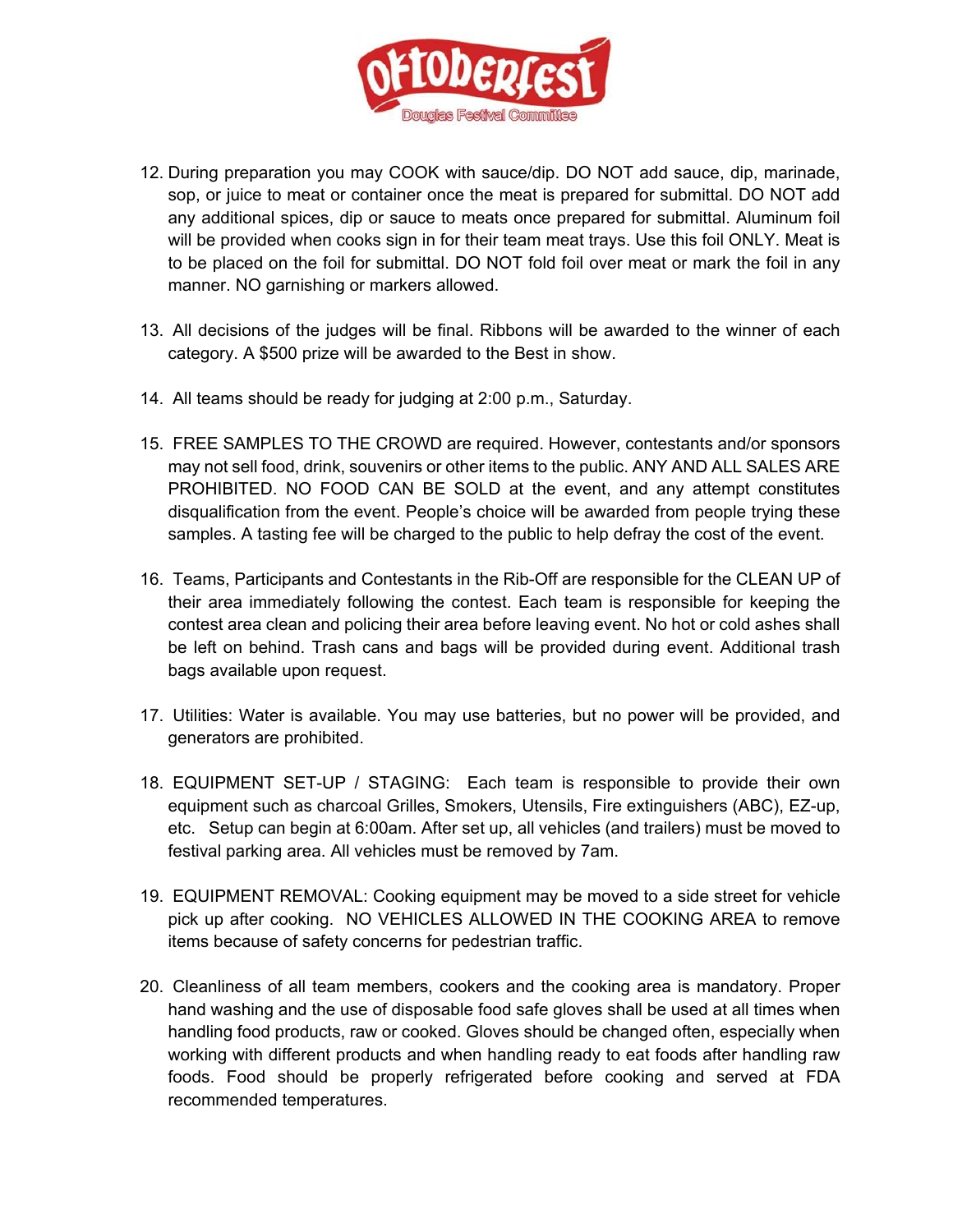12. During preparation you may COOK with sauce/dip. DO NOT add sauce, dip, marinade, sop, or juice to meat or container once the meat is prepared for submittal. DO NOT add any additional spices, dip or sauce to meats once prepared for submittal. Aluminum foil will be provided when cooks sign in for their team meat trays. Use this foil ONLY. Meat is to be placed on the foil for submittal. DO NOT fold foil over meat or mark the foil in any manner. NO garnishing or markers allowed.

13. All decisions of the judges will be final. Ribbons will be awarded to the winner of each category. A $500 prize will be awarded to the Best in show.

14. All teams should be ready for judging at 2:00 p.m., Saturday.

15. FREE SAMPLES TO THE CROWD are required. However, contestants and/or sponsors may not sell food, drink, souvenirs or other items to the public. ANY AND ALL SALES ARE PROHIBITED. NO FOOD CAN BE SOLD at the event, and any attempt constitutes disqualification from the event. People's choice will be awarded from people trying these samples. A tasting fee will be charged to the public to help defray the cost of the event.

16. Teams, Participants and Contestants in the Rib-Off are responsible for the CLEAN UP of their area immediately following the contest. Each team is responsible for keeping the contest area clean and policing their area before leaving event. No hot or cold ashes shall be left on behind. Trash cans and bags will be provided during event. Additional trash bags available upon request.

17. Utilities: Water is available. You may use batteries, but no power will be provided, and generators are prohibited.

18. EQUIPMENT SET-UP / STAGING: Each team is responsible to provide their own equipment such as charcoal Grilles, Smokers, Utensils, Fire extinguishers (ABC), EZ-up, etc. Setup can begin at 6:00am. After set up, all vehicles (and trailers) must be moved to festival parking area. All vehicles must be removed by 7am.

19. EQUIPMENT REMOVAL: Cooking equipment may be moved to a side street for vehicle pick up after cooking. NO VEHICLES ALLOWED IN THE COOKING AREA to remove items because of safety concerns for pedestrian traffic.

20. Cleanliness of all team members, cookers and the cooking area is mandatory. Proper hand washing and the use of disposable food safe gloves shall be used at all times when handling food products, raw or cooked. Gloves should be changed often, especially when working with different products and when handling ready to eat foods after handling raw foods. Food should be properly refrigerated before cooking and served at FDA recommended temperatures.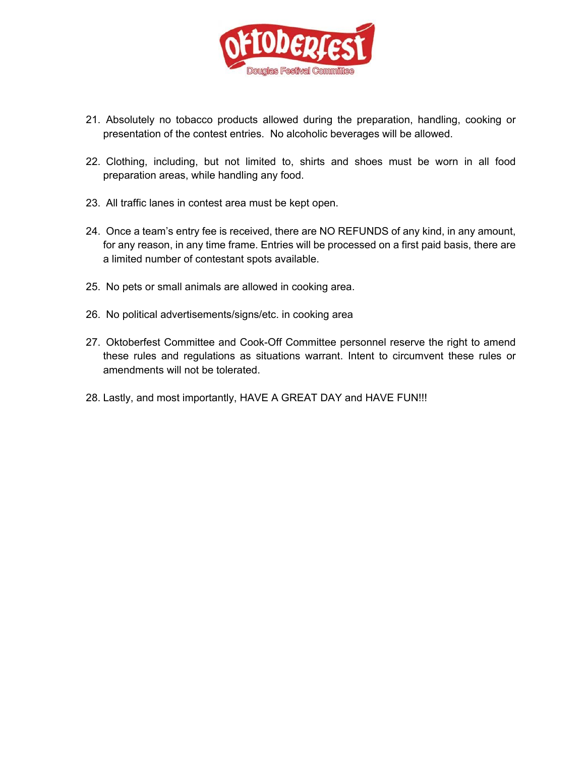21. Absolutely no tobacco products allowed during the preparation, handling, cooking or presentation of the contest entries. No alcoholic beverages will be allowed.

22. Clothing, including, but not limited to, shirts and shoes must be worn in all food preparation areas, while handling any food.

23. All traffic lanes in contest area must be kept open.

24. Once a team's entry fee is received, there are NO REFUNDS of any kind, in any amount, for any reason, in any time frame. Entries will be processed on a first paid basis, there are a limited number of contestant spots available.

25. No pets or small animals are allowed in cooking area.

26. No political advertisements/signs/etc. in cooking area

27. Oktoberfest Committee and Cook-Off Committee personnel reserve the right to amend these rules and regulations as situations warrant. Intent to circumvent these rules or amendments will not be tolerated.

28. Lastly, and most importantly, HAVE A GREAT DAY and HAVE FUN!!!